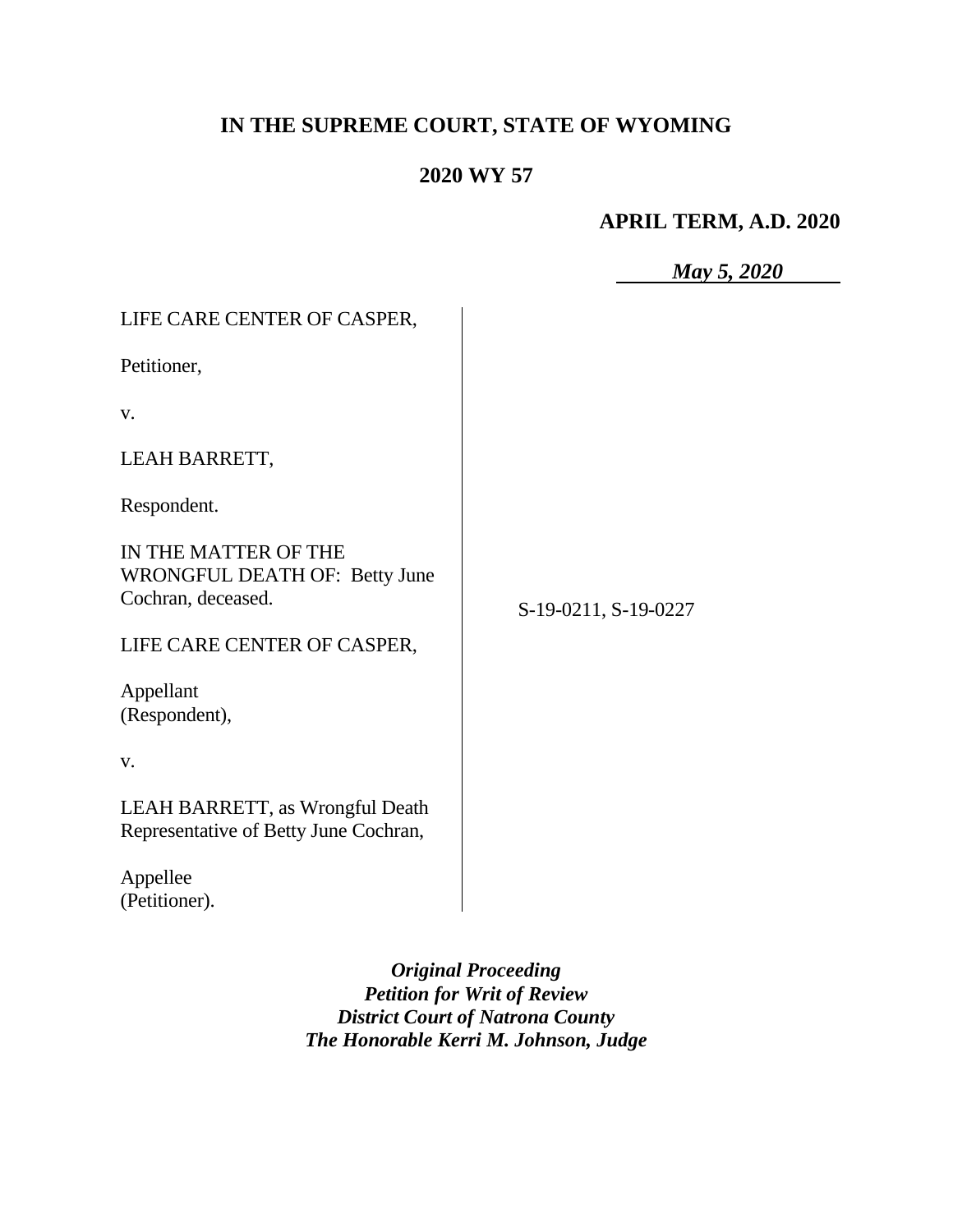**IN THE SUPREME COURT, STATE OF WYOMING**

**2020 WY 57**

**APRIL TERM, A.D. 2020**

***May 5, 2020***

| | |
|---|---|
| LIFE CARE CENTER OF CASPER,<br><br>Petitioner,<br><br>v.<br><br>LEAH BARRETT,<br><br>Respondent.<br><br>IN THE MATTER OF THE WRONGFUL DEATH OF: Betty June Cochran, deceased.<br><br>LIFE CARE CENTER OF CASPER,<br><br>Appellant (Respondent),<br><br>v.<br><br>LEAH BARRETT, as Wrongful Death Representative of Betty June Cochran,<br><br>Appellee (Petitioner). | S-19-0211, S-19-0227 |

***Original Proceeding***
***Petition for Writ of Review***
***District Court of Natrona County***
***The Honorable Kerri M. Johnson, Judge***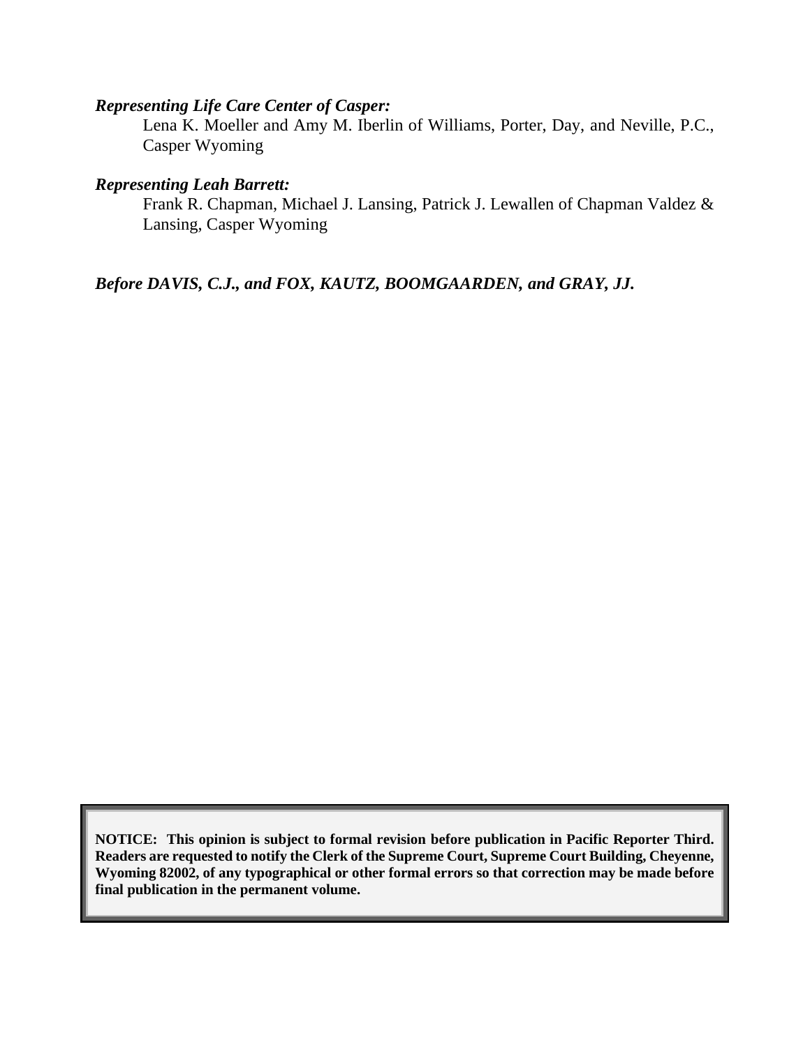***Representing Life Care Center of Casper:***

Lena K. Moeller and Amy M. Iberlin of Williams, Porter, Day, and Neville, P.C., Casper Wyoming

***Representing Leah Barrett:***

Frank R. Chapman, Michael J. Lansing, Patrick J. Lewallen of Chapman Valdez & Lansing, Casper Wyoming

***Before DAVIS, C.J., and FOX, KAUTZ, BOOMGAARDEN, and GRAY, JJ.***

**NOTICE: This opinion is subject to formal revision before publication in Pacific Reporter Third. Readers are requested to notify the Clerk of the Supreme Court, Supreme Court Building, Cheyenne, Wyoming 82002, of any typographical or other formal errors so that correction may be made before final publication in the permanent volume.**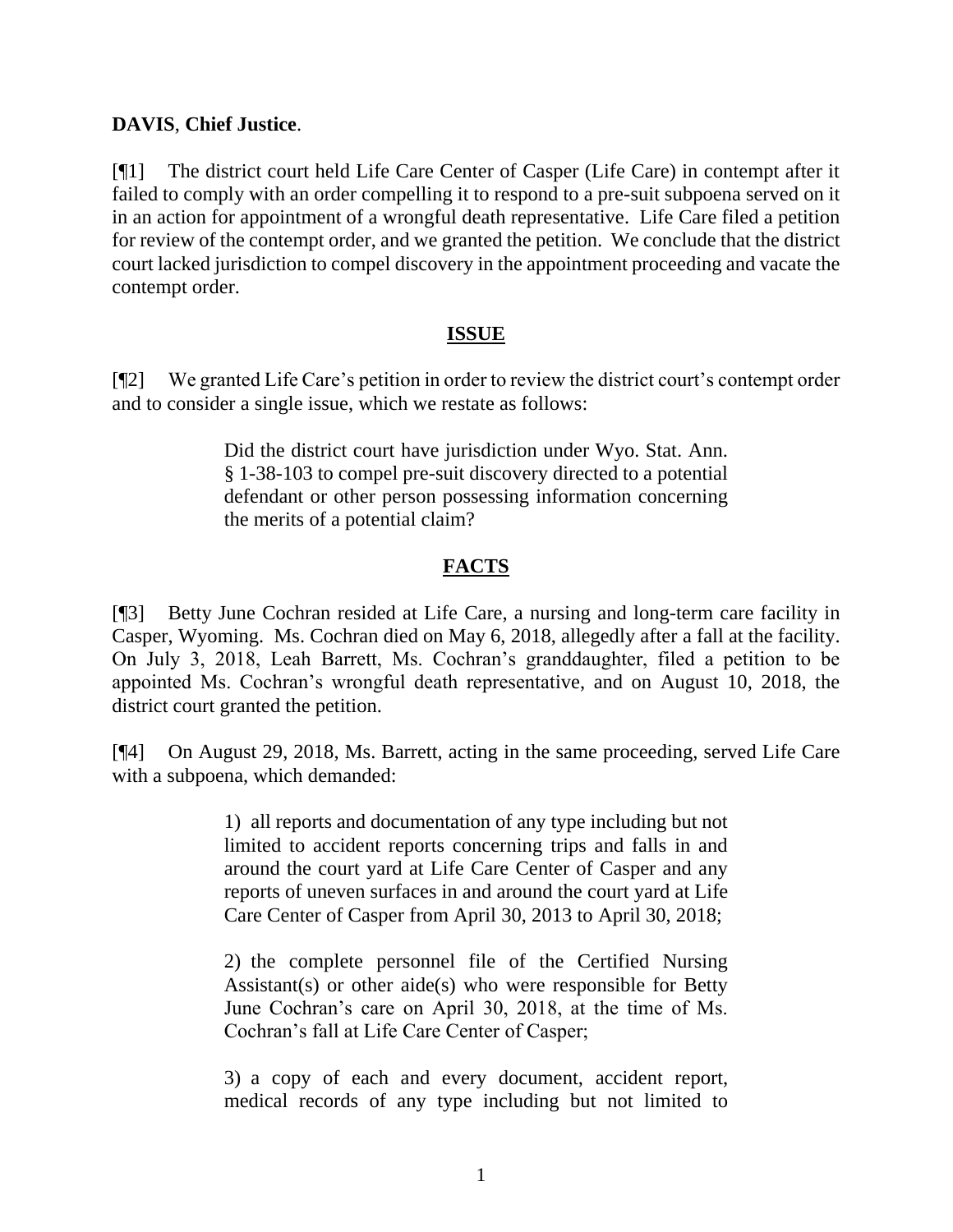**DAVIS**, **Chief Justice**.

[¶1] The district court held Life Care Center of Casper (Life Care) in contempt after it failed to comply with an order compelling it to respond to a pre-suit subpoena served on it in an action for appointment of a wrongful death representative. Life Care filed a petition for review of the contempt order, and we granted the petition. We conclude that the district court lacked jurisdiction to compel discovery in the appointment proceeding and vacate the contempt order.

## ISSUE

[¶2] We granted Life Care's petition in order to review the district court's contempt order and to consider a single issue, which we restate as follows:

> Did the district court have jurisdiction under Wyo. Stat. Ann. § 1-38-103 to compel pre-suit discovery directed to a potential defendant or other person possessing information concerning the merits of a potential claim?

## FACTS

[¶3] Betty June Cochran resided at Life Care, a nursing and long-term care facility in Casper, Wyoming. Ms. Cochran died on May 6, 2018, allegedly after a fall at the facility. On July 3, 2018, Leah Barrett, Ms. Cochran's granddaughter, filed a petition to be appointed Ms. Cochran's wrongful death representative, and on August 10, 2018, the district court granted the petition.

[¶4] On August 29, 2018, Ms. Barrett, acting in the same proceeding, served Life Care with a subpoena, which demanded:

> 1) all reports and documentation of any type including but not limited to accident reports concerning trips and falls in and around the court yard at Life Care Center of Casper and any reports of uneven surfaces in and around the court yard at Life Care Center of Casper from April 30, 2013 to April 30, 2018;
>
> 2) the complete personnel file of the Certified Nursing Assistant(s) or other aide(s) who were responsible for Betty June Cochran's care on April 30, 2018, at the time of Ms. Cochran's fall at Life Care Center of Casper;
>
> 3) a copy of each and every document, accident report, medical records of any type including but not limited to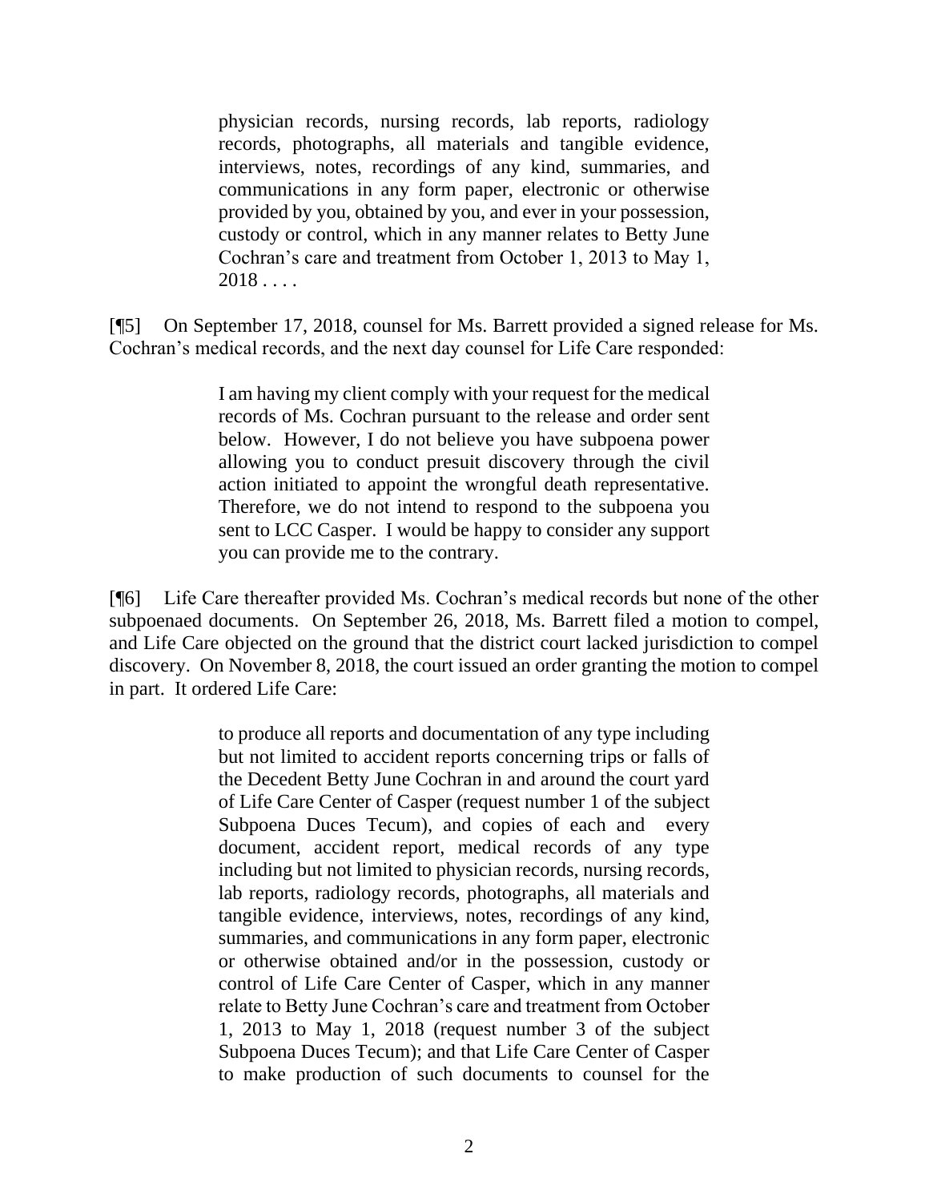> physician records, nursing records, lab reports, radiology records, photographs, all materials and tangible evidence, interviews, notes, recordings of any kind, summaries, and communications in any form paper, electronic or otherwise provided by you, obtained by you, and ever in your possession, custody or control, which in any manner relates to Betty June Cochran's care and treatment from October 1, 2013 to May 1, 2018 . . . .

[¶5] On September 17, 2018, counsel for Ms. Barrett provided a signed release for Ms. Cochran's medical records, and the next day counsel for Life Care responded:

> I am having my client comply with your request for the medical records of Ms. Cochran pursuant to the release and order sent below. However, I do not believe you have subpoena power allowing you to conduct presuit discovery through the civil action initiated to appoint the wrongful death representative. Therefore, we do not intend to respond to the subpoena you sent to LCC Casper. I would be happy to consider any support you can provide me to the contrary.

[¶6] Life Care thereafter provided Ms. Cochran's medical records but none of the other subpoenaed documents. On September 26, 2018, Ms. Barrett filed a motion to compel, and Life Care objected on the ground that the district court lacked jurisdiction to compel discovery. On November 8, 2018, the court issued an order granting the motion to compel in part. It ordered Life Care:

> to produce all reports and documentation of any type including but not limited to accident reports concerning trips or falls of the Decedent Betty June Cochran in and around the court yard of Life Care Center of Casper (request number 1 of the subject Subpoena Duces Tecum), and copies of each and every document, accident report, medical records of any type including but not limited to physician records, nursing records, lab reports, radiology records, photographs, all materials and tangible evidence, interviews, notes, recordings of any kind, summaries, and communications in any form paper, electronic or otherwise obtained and/or in the possession, custody or control of Life Care Center of Casper, which in any manner relate to Betty June Cochran's care and treatment from October 1, 2013 to May 1, 2018 (request number 3 of the subject Subpoena Duces Tecum); and that Life Care Center of Casper to make production of such documents to counsel for the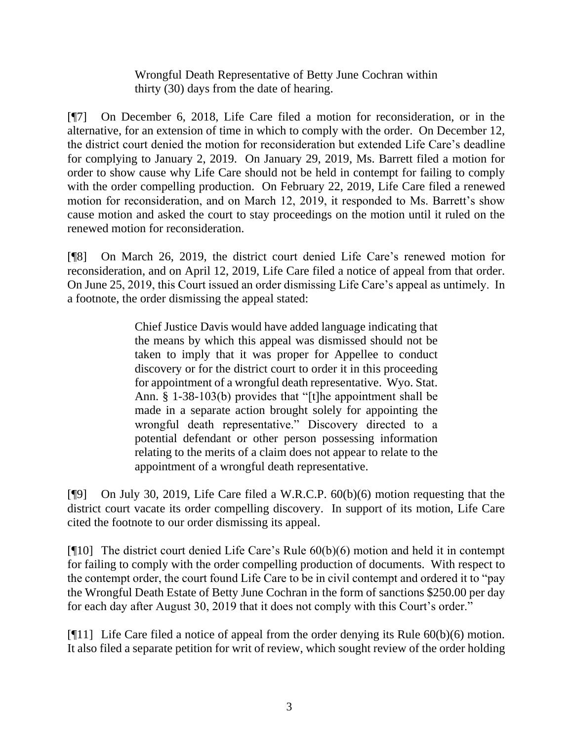> Wrongful Death Representative of Betty June Cochran within thirty (30) days from the date of hearing.

[¶7] On December 6, 2018, Life Care filed a motion for reconsideration, or in the alternative, for an extension of time in which to comply with the order. On December 12, the district court denied the motion for reconsideration but extended Life Care's deadline for complying to January 2, 2019. On January 29, 2019, Ms. Barrett filed a motion for order to show cause why Life Care should not be held in contempt for failing to comply with the order compelling production. On February 22, 2019, Life Care filed a renewed motion for reconsideration, and on March 12, 2019, it responded to Ms. Barrett's show cause motion and asked the court to stay proceedings on the motion until it ruled on the renewed motion for reconsideration.

[¶8] On March 26, 2019, the district court denied Life Care's renewed motion for reconsideration, and on April 12, 2019, Life Care filed a notice of appeal from that order. On June 25, 2019, this Court issued an order dismissing Life Care's appeal as untimely. In a footnote, the order dismissing the appeal stated:

> Chief Justice Davis would have added language indicating that the means by which this appeal was dismissed should not be taken to imply that it was proper for Appellee to conduct discovery or for the district court to order it in this proceeding for appointment of a wrongful death representative. Wyo. Stat. Ann. § 1-38-103(b) provides that "[t]he appointment shall be made in a separate action brought solely for appointing the wrongful death representative." Discovery directed to a potential defendant or other person possessing information relating to the merits of a claim does not appear to relate to the appointment of a wrongful death representative.

[¶9] On July 30, 2019, Life Care filed a W.R.C.P. 60(b)(6) motion requesting that the district court vacate its order compelling discovery. In support of its motion, Life Care cited the footnote to our order dismissing its appeal.

[¶10] The district court denied Life Care's Rule 60(b)(6) motion and held it in contempt for failing to comply with the order compelling production of documents. With respect to the contempt order, the court found Life Care to be in civil contempt and ordered it to "pay the Wrongful Death Estate of Betty June Cochran in the form of sanctions $250.00 per day for each day after August 30, 2019 that it does not comply with this Court's order."

[¶11] Life Care filed a notice of appeal from the order denying its Rule 60(b)(6) motion. It also filed a separate petition for writ of review, which sought review of the order holding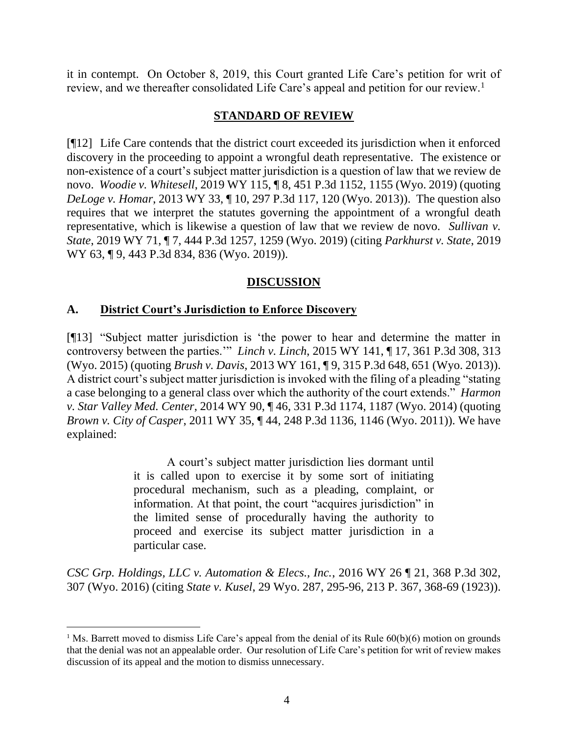it in contempt. On October 8, 2019, this Court granted Life Care's petition for writ of review, and we thereafter consolidated Life Care's appeal and petition for our review.[1]

## STANDARD OF REVIEW

[¶12] Life Care contends that the district court exceeded its jurisdiction when it enforced discovery in the proceeding to appoint a wrongful death representative. The existence or non-existence of a court's subject matter jurisdiction is a question of law that we review de novo. *Woodie v. Whitesell*, 2019 WY 115, ¶ 8, 451 P.3d 1152, 1155 (Wyo. 2019) (quoting *DeLoge v. Homar*, 2013 WY 33, ¶ 10, 297 P.3d 117, 120 (Wyo. 2013)). The question also requires that we interpret the statutes governing the appointment of a wrongful death representative, which is likewise a question of law that we review de novo. *Sullivan v. State*, 2019 WY 71, ¶ 7, 444 P.3d 1257, 1259 (Wyo. 2019) (citing *Parkhurst v. State*, 2019 WY 63, ¶ 9, 443 P.3d 834, 836 (Wyo. 2019)).

## DISCUSSION

### A. District Court's Jurisdiction to Enforce Discovery

[¶13] "Subject matter jurisdiction is 'the power to hear and determine the matter in controversy between the parties.'" *Linch v. Linch*, 2015 WY 141, ¶ 17, 361 P.3d 308, 313 (Wyo. 2015) (quoting *Brush v. Davis*, 2013 WY 161, ¶ 9, 315 P.3d 648, 651 (Wyo. 2013)). A district court's subject matter jurisdiction is invoked with the filing of a pleading "stating a case belonging to a general class over which the authority of the court extends." *Harmon v. Star Valley Med. Center*, 2014 WY 90, ¶ 46, 331 P.3d 1174, 1187 (Wyo. 2014) (quoting *Brown v. City of Casper*, 2011 WY 35, ¶ 44, 248 P.3d 1136, 1146 (Wyo. 2011)). We have explained:

> A court's subject matter jurisdiction lies dormant until it is called upon to exercise it by some sort of initiating procedural mechanism, such as a pleading, complaint, or information. At that point, the court "acquires jurisdiction" in the limited sense of procedurally having the authority to proceed and exercise its subject matter jurisdiction in a particular case.

*CSC Grp. Holdings, LLC v. Automation & Elecs., Inc.*, 2016 WY 26 ¶ 21, 368 P.3d 302, 307 (Wyo. 2016) (citing *State v. Kusel*, 29 Wyo. 287, 295-96, 213 P. 367, 368-69 (1923)).

---

[1] Ms. Barrett moved to dismiss Life Care's appeal from the denial of its Rule 60(b)(6) motion on grounds that the denial was not an appealable order. Our resolution of Life Care's petition for writ of review makes discussion of its appeal and the motion to dismiss unnecessary.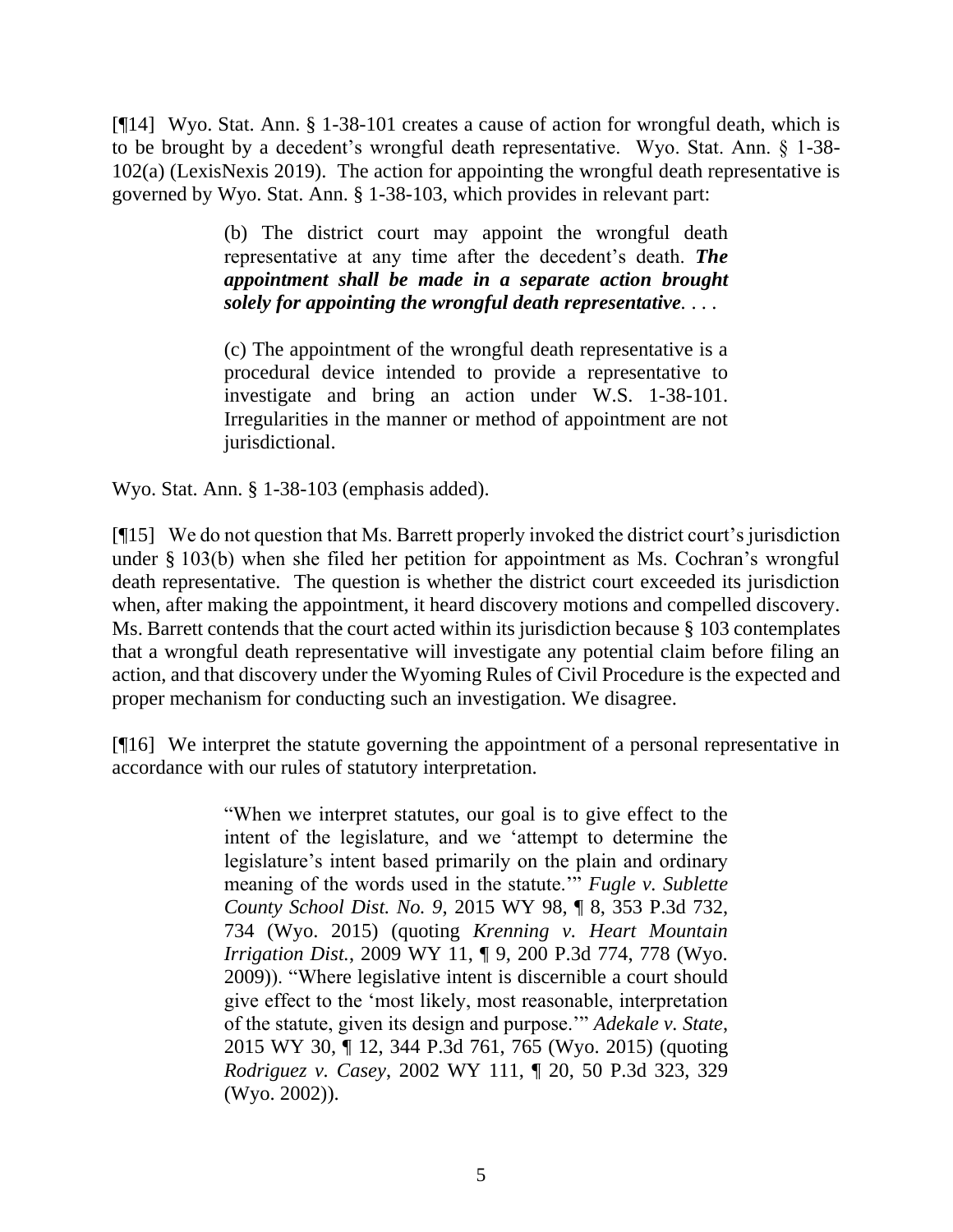[¶14] Wyo. Stat. Ann. § 1-38-101 creates a cause of action for wrongful death, which is to be brought by a decedent's wrongful death representative. Wyo. Stat. Ann. § 1-38-102(a) (LexisNexis 2019). The action for appointing the wrongful death representative is governed by Wyo. Stat. Ann. § 1-38-103, which provides in relevant part:

> (b) The district court may appoint the wrongful death representative at any time after the decedent's death. ***The appointment shall be made in a separate action brought solely for appointing the wrongful death representative***. . . .
>
> (c) The appointment of the wrongful death representative is a procedural device intended to provide a representative to investigate and bring an action under W.S. 1-38-101. Irregularities in the manner or method of appointment are not jurisdictional.

Wyo. Stat. Ann. § 1-38-103 (emphasis added).

[¶15] We do not question that Ms. Barrett properly invoked the district court's jurisdiction under § 103(b) when she filed her petition for appointment as Ms. Cochran's wrongful death representative. The question is whether the district court exceeded its jurisdiction when, after making the appointment, it heard discovery motions and compelled discovery. Ms. Barrett contends that the court acted within its jurisdiction because § 103 contemplates that a wrongful death representative will investigate any potential claim before filing an action, and that discovery under the Wyoming Rules of Civil Procedure is the expected and proper mechanism for conducting such an investigation. We disagree.

[¶16] We interpret the statute governing the appointment of a personal representative in accordance with our rules of statutory interpretation.

> "When we interpret statutes, our goal is to give effect to the intent of the legislature, and we 'attempt to determine the legislature's intent based primarily on the plain and ordinary meaning of the words used in the statute.'" *Fugle v. Sublette County School Dist. No. 9*, 2015 WY 98, ¶ 8, 353 P.3d 732, 734 (Wyo. 2015) (quoting *Krenning v. Heart Mountain Irrigation Dist.*, 2009 WY 11, ¶ 9, 200 P.3d 774, 778 (Wyo. 2009)). "Where legislative intent is discernible a court should give effect to the 'most likely, most reasonable, interpretation of the statute, given its design and purpose.'" *Adekale v. State*, 2015 WY 30, ¶ 12, 344 P.3d 761, 765 (Wyo. 2015) (quoting *Rodriguez v. Casey*, 2002 WY 111, ¶ 20, 50 P.3d 323, 329 (Wyo. 2002)).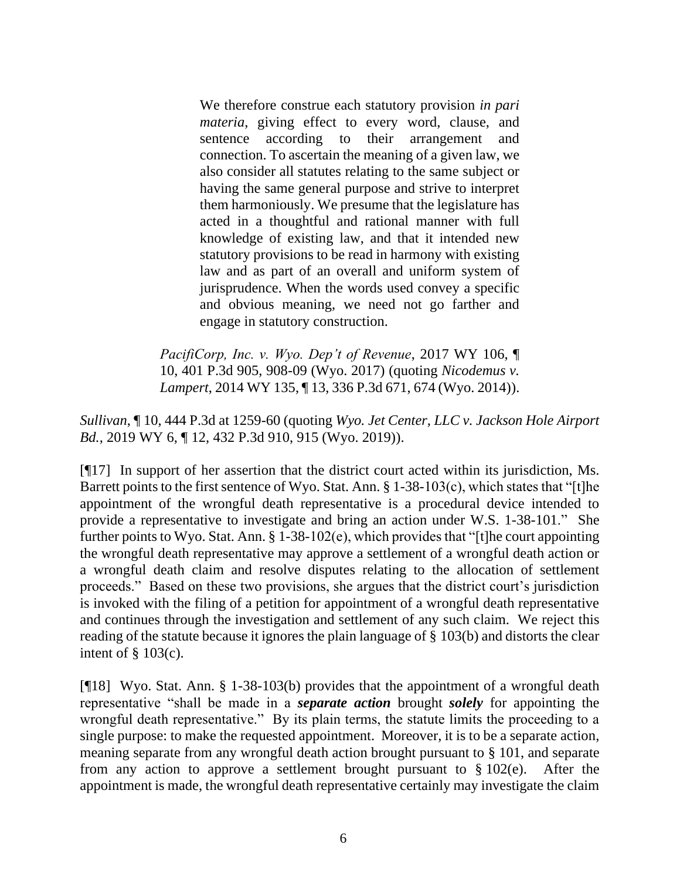> We therefore construe each statutory provision *in pari materia*, giving effect to every word, clause, and sentence according to their arrangement and connection. To ascertain the meaning of a given law, we also consider all statutes relating to the same subject or having the same general purpose and strive to interpret them harmoniously. We presume that the legislature has acted in a thoughtful and rational manner with full knowledge of existing law, and that it intended new statutory provisions to be read in harmony with existing law and as part of an overall and uniform system of jurisprudence. When the words used convey a specific and obvious meaning, we need not go farther and engage in statutory construction.
>
> *PacifiCorp, Inc. v. Wyo. Dep't of Revenue*, 2017 WY 106, ¶ 10, 401 P.3d 905, 908-09 (Wyo. 2017) (quoting *Nicodemus v. Lampert*, 2014 WY 135, ¶ 13, 336 P.3d 671, 674 (Wyo. 2014)).

*Sullivan*, ¶ 10, 444 P.3d at 1259-60 (quoting *Wyo. Jet Center, LLC v. Jackson Hole Airport Bd.*, 2019 WY 6, ¶ 12, 432 P.3d 910, 915 (Wyo. 2019)).

[¶17] In support of her assertion that the district court acted within its jurisdiction, Ms. Barrett points to the first sentence of Wyo. Stat. Ann. § 1-38-103(c), which states that "[t]he appointment of the wrongful death representative is a procedural device intended to provide a representative to investigate and bring an action under W.S. 1-38-101." She further points to Wyo. Stat. Ann. § 1-38-102(e), which provides that "[t]he court appointing the wrongful death representative may approve a settlement of a wrongful death action or a wrongful death claim and resolve disputes relating to the allocation of settlement proceeds." Based on these two provisions, she argues that the district court's jurisdiction is invoked with the filing of a petition for appointment of a wrongful death representative and continues through the investigation and settlement of any such claim. We reject this reading of the statute because it ignores the plain language of § 103(b) and distorts the clear intent of § 103(c).

[¶18] Wyo. Stat. Ann. § 1-38-103(b) provides that the appointment of a wrongful death representative "shall be made in a ***separate action*** brought ***solely*** for appointing the wrongful death representative." By its plain terms, the statute limits the proceeding to a single purpose: to make the requested appointment. Moreover, it is to be a separate action, meaning separate from any wrongful death action brought pursuant to § 101, and separate from any action to approve a settlement brought pursuant to § 102(e). After the appointment is made, the wrongful death representative certainly may investigate the claim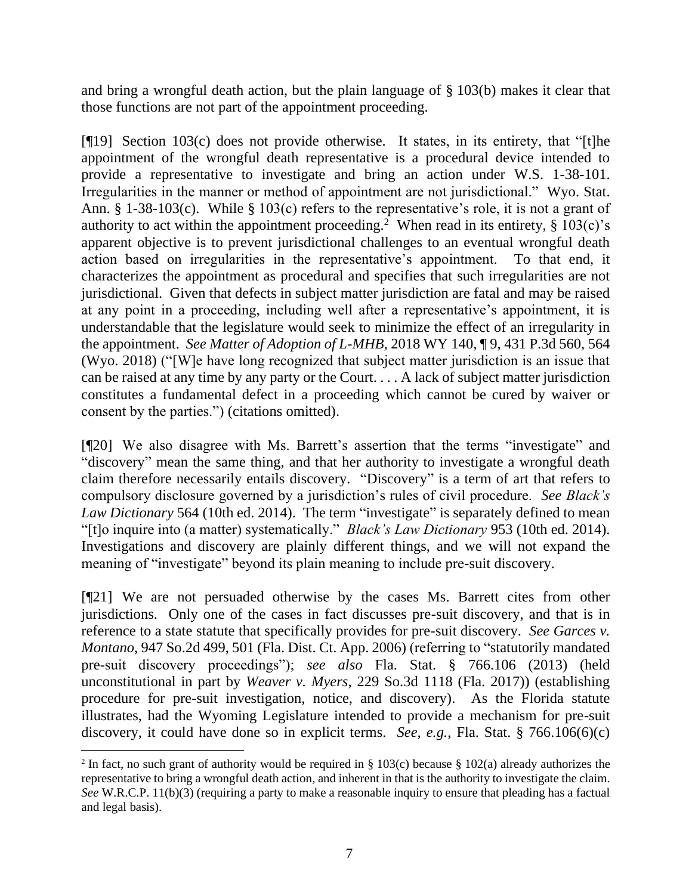and bring a wrongful death action, but the plain language of § 103(b) makes it clear that those functions are not part of the appointment proceeding.

[¶19] Section 103(c) does not provide otherwise. It states, in its entirety, that "[t]he appointment of the wrongful death representative is a procedural device intended to provide a representative to investigate and bring an action under W.S. 1-38-101. Irregularities in the manner or method of appointment are not jurisdictional." Wyo. Stat. Ann. § 1-38-103(c). While § 103(c) refers to the representative's role, it is not a grant of authority to act within the appointment proceeding.[2] When read in its entirety, § 103(c)'s apparent objective is to prevent jurisdictional challenges to an eventual wrongful death action based on irregularities in the representative's appointment. To that end, it characterizes the appointment as procedural and specifies that such irregularities are not jurisdictional. Given that defects in subject matter jurisdiction are fatal and may be raised at any point in a proceeding, including well after a representative's appointment, it is understandable that the legislature would seek to minimize the effect of an irregularity in the appointment. *See Matter of Adoption of L-MHB*, 2018 WY 140, ¶ 9, 431 P.3d 560, 564 (Wyo. 2018) ("[W]e have long recognized that subject matter jurisdiction is an issue that can be raised at any time by any party or the Court. . . . A lack of subject matter jurisdiction constitutes a fundamental defect in a proceeding which cannot be cured by waiver or consent by the parties.") (citations omitted).

[¶20] We also disagree with Ms. Barrett's assertion that the terms "investigate" and "discovery" mean the same thing, and that her authority to investigate a wrongful death claim therefore necessarily entails discovery. "Discovery" is a term of art that refers to compulsory disclosure governed by a jurisdiction's rules of civil procedure. *See Black's Law Dictionary* 564 (10th ed. 2014). The term "investigate" is separately defined to mean "[t]o inquire into (a matter) systematically." *Black's Law Dictionary* 953 (10th ed. 2014). Investigations and discovery are plainly different things, and we will not expand the meaning of "investigate" beyond its plain meaning to include pre-suit discovery.

[¶21] We are not persuaded otherwise by the cases Ms. Barrett cites from other jurisdictions. Only one of the cases in fact discusses pre-suit discovery, and that is in reference to a state statute that specifically provides for pre-suit discovery. *See Garces v. Montano*, 947 So.2d 499, 501 (Fla. Dist. Ct. App. 2006) (referring to "statutorily mandated pre-suit discovery proceedings"); *see also* Fla. Stat. § 766.106 (2013) (held unconstitutional in part by *Weaver v. Myers*, 229 So.3d 1118 (Fla. 2017)) (establishing procedure for pre-suit investigation, notice, and discovery). As the Florida statute illustrates, had the Wyoming Legislature intended to provide a mechanism for pre-suit discovery, it could have done so in explicit terms. *See, e.g.*, Fla. Stat. § 766.106(6)(c)

---

[2] In fact, no such grant of authority would be required in § 103(c) because § 102(a) already authorizes the representative to bring a wrongful death action, and inherent in that is the authority to investigate the claim. *See* W.R.C.P. 11(b)(3) (requiring a party to make a reasonable inquiry to ensure that pleading has a factual and legal basis).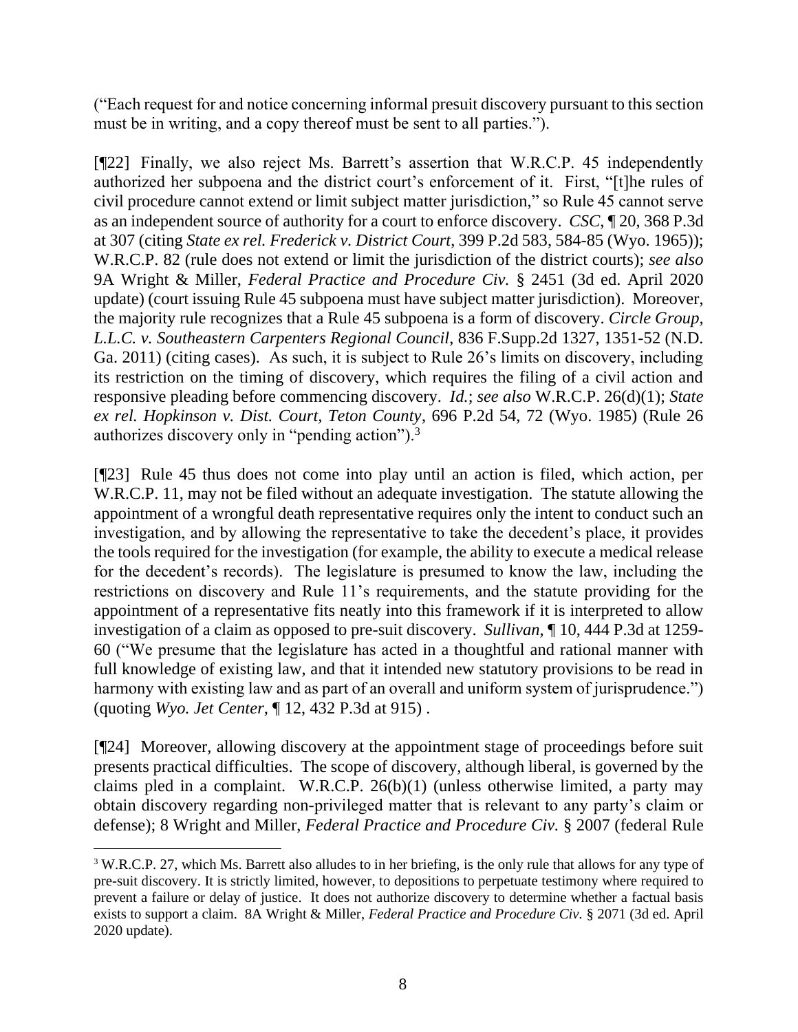("Each request for and notice concerning informal presuit discovery pursuant to this section must be in writing, and a copy thereof must be sent to all parties.").

[¶22] Finally, we also reject Ms. Barrett's assertion that W.R.C.P. 45 independently authorized her subpoena and the district court's enforcement of it. First, "[t]he rules of civil procedure cannot extend or limit subject matter jurisdiction," so Rule 45 cannot serve as an independent source of authority for a court to enforce discovery. *CSC*, ¶ 20, 368 P.3d at 307 (citing *State ex rel. Frederick v. District Court*, 399 P.2d 583, 584-85 (Wyo. 1965)); W.R.C.P. 82 (rule does not extend or limit the jurisdiction of the district courts); *see also* 9A Wright & Miller, *Federal Practice and Procedure Civ.* § 2451 (3d ed. April 2020 update) (court issuing Rule 45 subpoena must have subject matter jurisdiction). Moreover, the majority rule recognizes that a Rule 45 subpoena is a form of discovery. *Circle Group, L.L.C. v. Southeastern Carpenters Regional Council*, 836 F.Supp.2d 1327, 1351-52 (N.D. Ga. 2011) (citing cases). As such, it is subject to Rule 26's limits on discovery, including its restriction on the timing of discovery, which requires the filing of a civil action and responsive pleading before commencing discovery. *Id.*; *see also* W.R.C.P. 26(d)(1); *State ex rel. Hopkinson v. Dist. Court, Teton County*, 696 P.2d 54, 72 (Wyo. 1985) (Rule 26 authorizes discovery only in "pending action").[3]

[¶23] Rule 45 thus does not come into play until an action is filed, which action, per W.R.C.P. 11, may not be filed without an adequate investigation. The statute allowing the appointment of a wrongful death representative requires only the intent to conduct such an investigation, and by allowing the representative to take the decedent's place, it provides the tools required for the investigation (for example, the ability to execute a medical release for the decedent's records). The legislature is presumed to know the law, including the restrictions on discovery and Rule 11's requirements, and the statute providing for the appointment of a representative fits neatly into this framework if it is interpreted to allow investigation of a claim as opposed to pre-suit discovery. *Sullivan*, ¶ 10, 444 P.3d at 1259-60 ("We presume that the legislature has acted in a thoughtful and rational manner with full knowledge of existing law, and that it intended new statutory provisions to be read in harmony with existing law and as part of an overall and uniform system of jurisprudence.") (quoting *Wyo. Jet Center*, ¶ 12, 432 P.3d at 915) .

[¶24] Moreover, allowing discovery at the appointment stage of proceedings before suit presents practical difficulties. The scope of discovery, although liberal, is governed by the claims pled in a complaint. W.R.C.P. 26(b)(1) (unless otherwise limited, a party may obtain discovery regarding non-privileged matter that is relevant to any party's claim or defense); 8 Wright and Miller, *Federal Practice and Procedure Civ.* § 2007 (federal Rule

---

[3] W.R.C.P. 27, which Ms. Barrett also alludes to in her briefing, is the only rule that allows for any type of pre-suit discovery. It is strictly limited, however, to depositions to perpetuate testimony where required to prevent a failure or delay of justice. It does not authorize discovery to determine whether a factual basis exists to support a claim. 8A Wright & Miller, *Federal Practice and Procedure Civ.* § 2071 (3d ed. April 2020 update).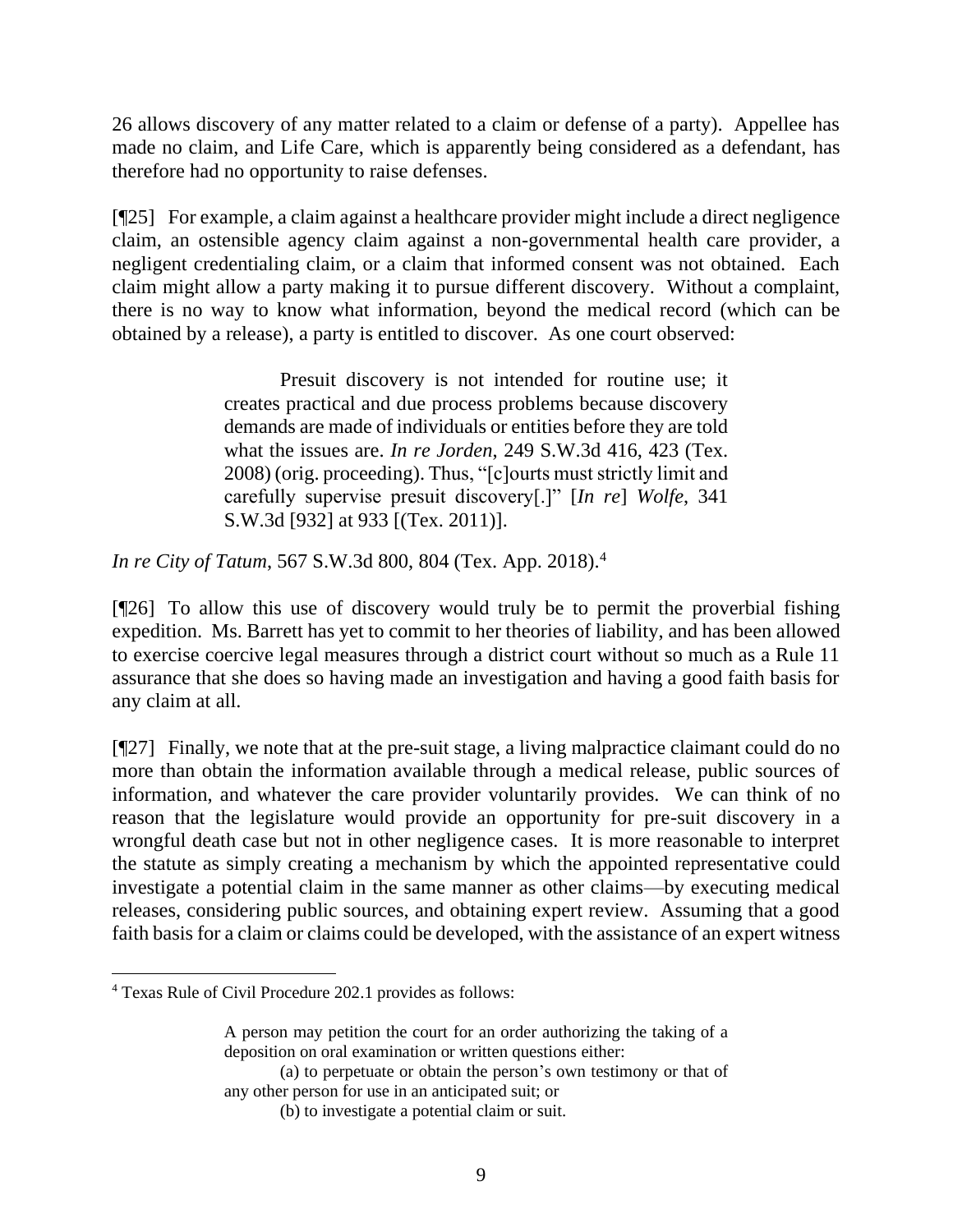26 allows discovery of any matter related to a claim or defense of a party). Appellee has made no claim, and Life Care, which is apparently being considered as a defendant, has therefore had no opportunity to raise defenses.

[¶25] For example, a claim against a healthcare provider might include a direct negligence claim, an ostensible agency claim against a non-governmental health care provider, a negligent credentialing claim, or a claim that informed consent was not obtained. Each claim might allow a party making it to pursue different discovery. Without a complaint, there is no way to know what information, beyond the medical record (which can be obtained by a release), a party is entitled to discover. As one court observed:

> Presuit discovery is not intended for routine use; it creates practical and due process problems because discovery demands are made of individuals or entities before they are told what the issues are. *In re Jorden*, 249 S.W.3d 416, 423 (Tex. 2008) (orig. proceeding). Thus, "[c]ourts must strictly limit and carefully supervise presuit discovery[.]" [*In re*] *Wolfe*, 341 S.W.3d [932] at 933 [(Tex. 2011)].

*In re City of Tatum*, 567 S.W.3d 800, 804 (Tex. App. 2018).[4]

[¶26] To allow this use of discovery would truly be to permit the proverbial fishing expedition. Ms. Barrett has yet to commit to her theories of liability, and has been allowed to exercise coercive legal measures through a district court without so much as a Rule 11 assurance that she does so having made an investigation and having a good faith basis for any claim at all.

[¶27] Finally, we note that at the pre-suit stage, a living malpractice claimant could do no more than obtain the information available through a medical release, public sources of information, and whatever the care provider voluntarily provides. We can think of no reason that the legislature would provide an opportunity for pre-suit discovery in a wrongful death case but not in other negligence cases. It is more reasonable to interpret the statute as simply creating a mechanism by which the appointed representative could investigate a potential claim in the same manner as other claims—by executing medical releases, considering public sources, and obtaining expert review. Assuming that a good faith basis for a claim or claims could be developed, with the assistance of an expert witness

---

[4] Texas Rule of Civil Procedure 202.1 provides as follows:

> A person may petition the court for an order authorizing the taking of a deposition on oral examination or written questions either:
>
> (a) to perpetuate or obtain the person's own testimony or that of any other person for use in an anticipated suit; or
>
> (b) to investigate a potential claim or suit.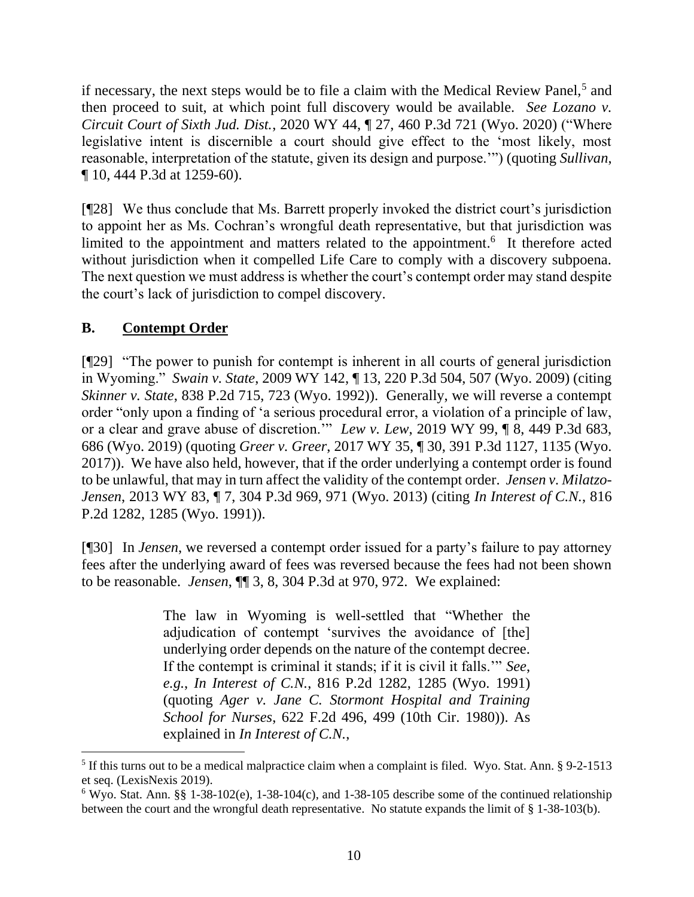if necessary, the next steps would be to file a claim with the Medical Review Panel,[5] and then proceed to suit, at which point full discovery would be available. *See Lozano v. Circuit Court of Sixth Jud. Dist.*, 2020 WY 44, ¶ 27, 460 P.3d 721 (Wyo. 2020) ("Where legislative intent is discernible a court should give effect to the 'most likely, most reasonable, interpretation of the statute, given its design and purpose.'") (quoting *Sullivan*, ¶ 10, 444 P.3d at 1259-60).

[¶28] We thus conclude that Ms. Barrett properly invoked the district court's jurisdiction to appoint her as Ms. Cochran's wrongful death representative, but that jurisdiction was limited to the appointment and matters related to the appointment.[6] It therefore acted without jurisdiction when it compelled Life Care to comply with a discovery subpoena. The next question we must address is whether the court's contempt order may stand despite the court's lack of jurisdiction to compel discovery.

### B. Contempt Order

[¶29] "The power to punish for contempt is inherent in all courts of general jurisdiction in Wyoming." *Swain v. State*, 2009 WY 142, ¶ 13, 220 P.3d 504, 507 (Wyo. 2009) (citing *Skinner v. State*, 838 P.2d 715, 723 (Wyo. 1992)). Generally, we will reverse a contempt order "only upon a finding of 'a serious procedural error, a violation of a principle of law, or a clear and grave abuse of discretion.'" *Lew v. Lew*, 2019 WY 99, ¶ 8, 449 P.3d 683, 686 (Wyo. 2019) (quoting *Greer v. Greer*, 2017 WY 35, ¶ 30, 391 P.3d 1127, 1135 (Wyo. 2017)). We have also held, however, that if the order underlying a contempt order is found to be unlawful, that may in turn affect the validity of the contempt order. *Jensen v. Milatzo-Jensen*, 2013 WY 83, ¶ 7, 304 P.3d 969, 971 (Wyo. 2013) (citing *In Interest of C.N.*, 816 P.2d 1282, 1285 (Wyo. 1991)).

[¶30] In *Jensen*, we reversed a contempt order issued for a party's failure to pay attorney fees after the underlying award of fees was reversed because the fees had not been shown to be reasonable. *Jensen*, ¶¶ 3, 8, 304 P.3d at 970, 972. We explained:

> The law in Wyoming is well-settled that "Whether the adjudication of contempt 'survives the avoidance of [the] underlying order depends on the nature of the contempt decree. If the contempt is criminal it stands; if it is civil it falls.'" *See, e.g.*, *In Interest of C.N.*, 816 P.2d 1282, 1285 (Wyo. 1991) (quoting *Ager v. Jane C. Stormont Hospital and Training School for Nurses*, 622 F.2d 496, 499 (10th Cir. 1980)). As explained in *In Interest of C.N.*,

---

[5] If this turns out to be a medical malpractice claim when a complaint is filed. Wyo. Stat. Ann. § 9-2-1513 et seq. (LexisNexis 2019).

[6] Wyo. Stat. Ann. §§ 1-38-102(e), 1-38-104(c), and 1-38-105 describe some of the continued relationship between the court and the wrongful death representative. No statute expands the limit of § 1-38-103(b).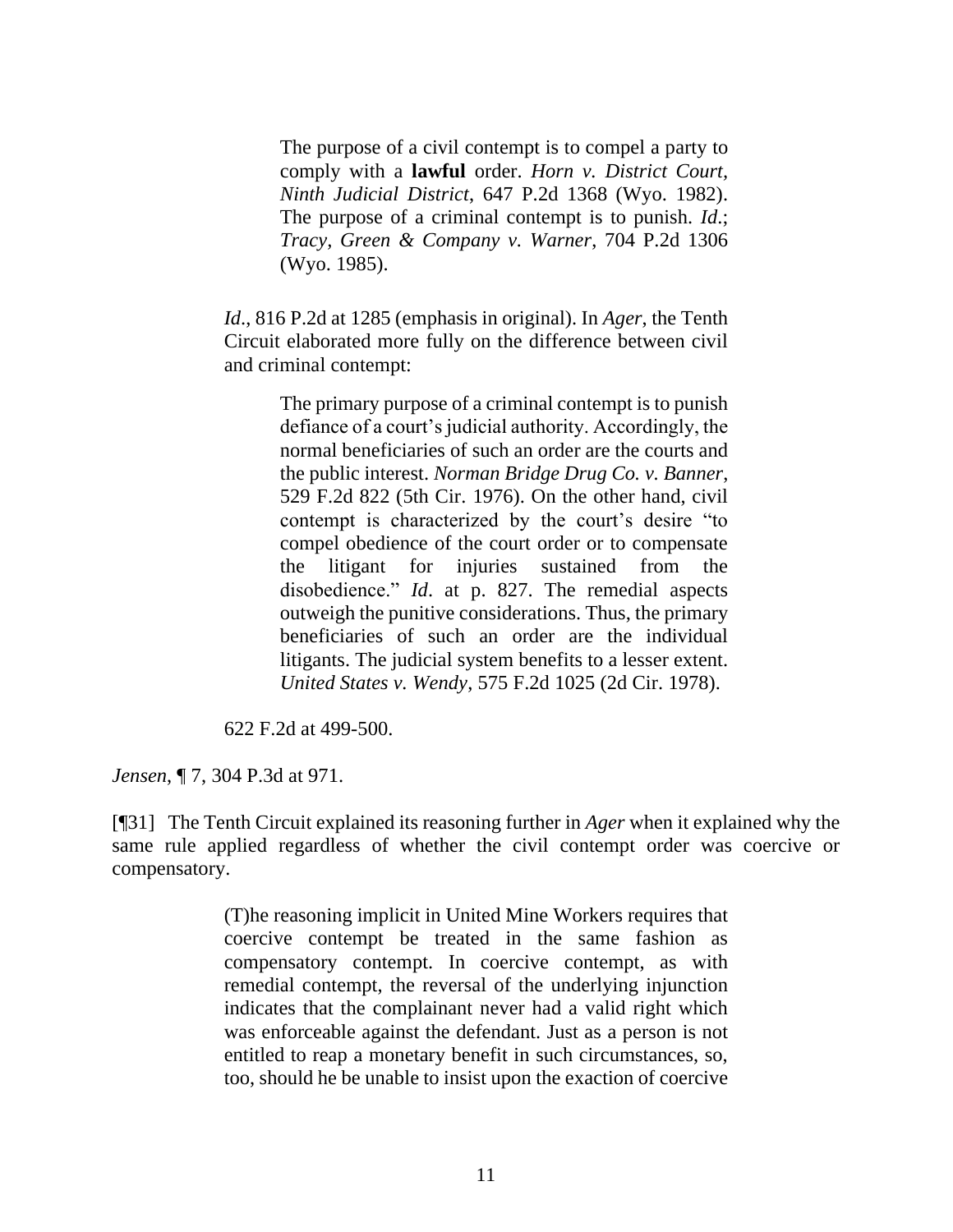> > The purpose of a civil contempt is to compel a party to comply with a **lawful** order. *Horn v. District Court, Ninth Judicial District*, 647 P.2d 1368 (Wyo. 1982). The purpose of a criminal contempt is to punish. *Id*.; *Tracy, Green & Company v. Warner*, 704 P.2d 1306 (Wyo. 1985).
>
> *Id*., 816 P.2d at 1285 (emphasis in original). In *Ager*, the Tenth Circuit elaborated more fully on the difference between civil and criminal contempt:
>
> > The primary purpose of a criminal contempt is to punish defiance of a court's judicial authority. Accordingly, the normal beneficiaries of such an order are the courts and the public interest. *Norman Bridge Drug Co. v. Banner*, 529 F.2d 822 (5th Cir. 1976). On the other hand, civil contempt is characterized by the court's desire "to compel obedience of the court order or to compensate the litigant for injuries sustained from the disobedience." *Id*. at p. 827. The remedial aspects outweigh the punitive considerations. Thus, the primary beneficiaries of such an order are the individual litigants. The judicial system benefits to a lesser extent. *United States v. Wendy*, 575 F.2d 1025 (2d Cir. 1978).
>
> 622 F.2d at 499-500.

*Jensen*, ¶ 7, 304 P.3d at 971.

[¶31] The Tenth Circuit explained its reasoning further in *Ager* when it explained why the same rule applied regardless of whether the civil contempt order was coercive or compensatory.

> (T)he reasoning implicit in United Mine Workers requires that coercive contempt be treated in the same fashion as compensatory contempt. In coercive contempt, as with remedial contempt, the reversal of the underlying injunction indicates that the complainant never had a valid right which was enforceable against the defendant. Just as a person is not entitled to reap a monetary benefit in such circumstances, so, too, should he be unable to insist upon the exaction of coercive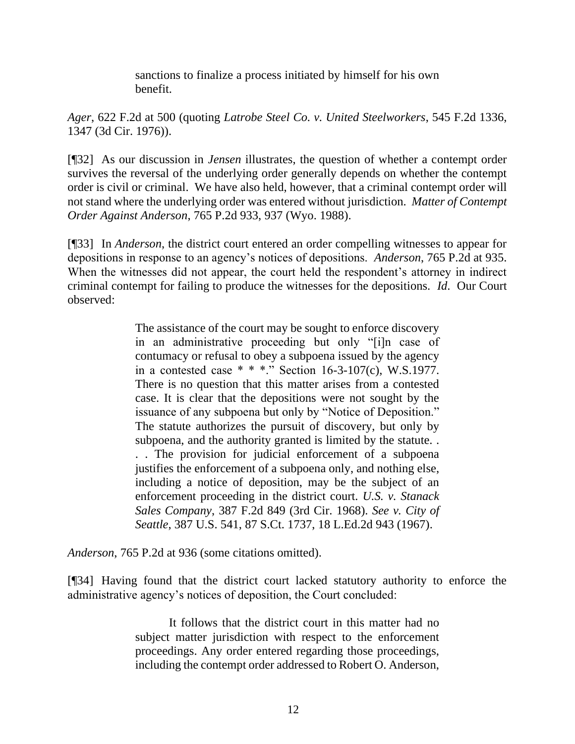> sanctions to finalize a process initiated by himself for his own benefit.

*Ager*, 622 F.2d at 500 (quoting *Latrobe Steel Co. v. United Steelworkers*, 545 F.2d 1336, 1347 (3d Cir. 1976)).

[¶32] As our discussion in *Jensen* illustrates, the question of whether a contempt order survives the reversal of the underlying order generally depends on whether the contempt order is civil or criminal. We have also held, however, that a criminal contempt order will not stand where the underlying order was entered without jurisdiction. *Matter of Contempt Order Against Anderson*, 765 P.2d 933, 937 (Wyo. 1988).

[¶33] In *Anderson*, the district court entered an order compelling witnesses to appear for depositions in response to an agency's notices of depositions. *Anderson*, 765 P.2d at 935. When the witnesses did not appear, the court held the respondent's attorney in indirect criminal contempt for failing to produce the witnesses for the depositions. *Id*. Our Court observed:

> The assistance of the court may be sought to enforce discovery in an administrative proceeding but only "[i]n case of contumacy or refusal to obey a subpoena issued by the agency in a contested case * * *." Section 16-3-107(c), W.S.1977. There is no question that this matter arises from a contested case. It is clear that the depositions were not sought by the issuance of any subpoena but only by "Notice of Deposition." The statute authorizes the pursuit of discovery, but only by subpoena, and the authority granted is limited by the statute. . . . The provision for judicial enforcement of a subpoena justifies the enforcement of a subpoena only, and nothing else, including a notice of deposition, may be the subject of an enforcement proceeding in the district court. *U.S. v. Stanack Sales Company*, 387 F.2d 849 (3rd Cir. 1968). *See v. City of Seattle*, 387 U.S. 541, 87 S.Ct. 1737, 18 L.Ed.2d 943 (1967).

*Anderson*, 765 P.2d at 936 (some citations omitted).

[¶34] Having found that the district court lacked statutory authority to enforce the administrative agency's notices of deposition, the Court concluded:

> It follows that the district court in this matter had no subject matter jurisdiction with respect to the enforcement proceedings. Any order entered regarding those proceedings, including the contempt order addressed to Robert O. Anderson,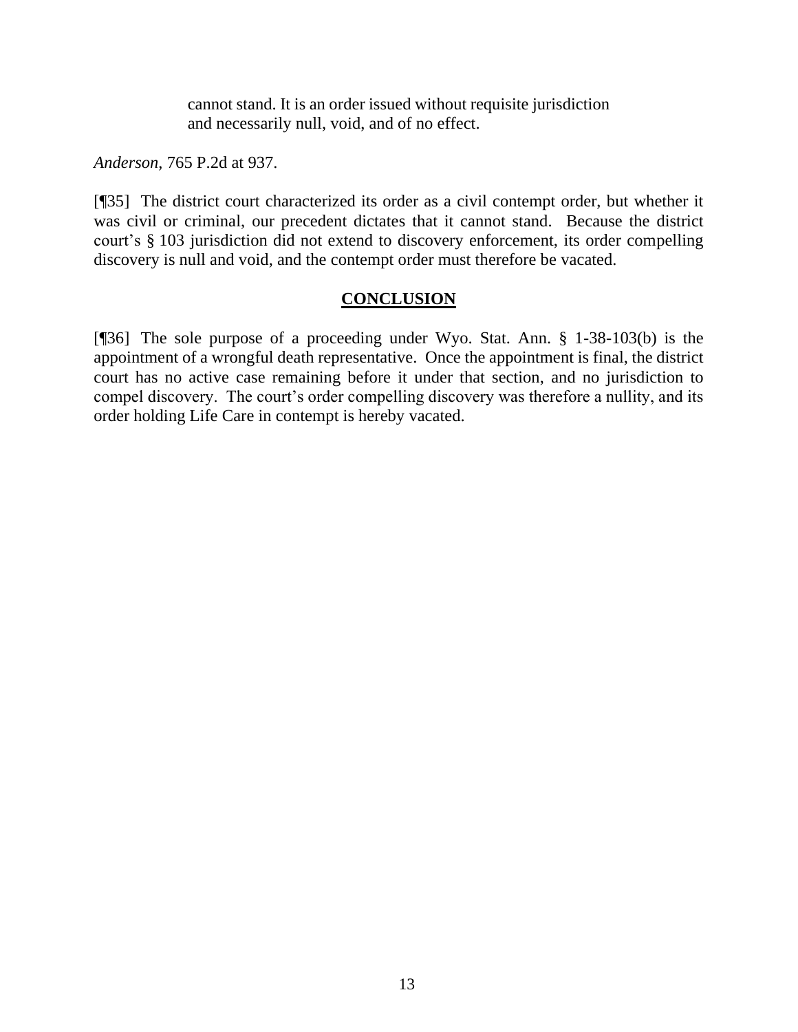> cannot stand. It is an order issued without requisite jurisdiction and necessarily null, void, and of no effect.

*Anderson*, 765 P.2d at 937.

[¶35] The district court characterized its order as a civil contempt order, but whether it was civil or criminal, our precedent dictates that it cannot stand. Because the district court's § 103 jurisdiction did not extend to discovery enforcement, its order compelling discovery is null and void, and the contempt order must therefore be vacated.

## CONCLUSION

[¶36] The sole purpose of a proceeding under Wyo. Stat. Ann. § 1-38-103(b) is the appointment of a wrongful death representative. Once the appointment is final, the district court has no active case remaining before it under that section, and no jurisdiction to compel discovery. The court's order compelling discovery was therefore a nullity, and its order holding Life Care in contempt is hereby vacated.